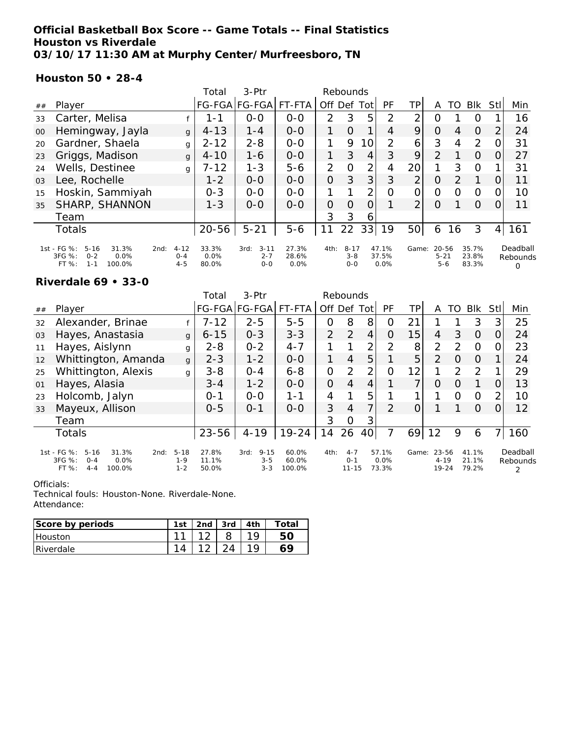**Official Basketball Box Score -- Game Totals -- Final Statistics**
**Houston vs Riverdale**
**03/10/17 11:30 AM at Murphy Center/Murfreesboro, TN**

**Houston 50 • 28-4**

| ## | Player | | Total FG-FGA | 3-Ptr FG-FGA | FT-FTA | Rebounds Off | Def | Tot | PF | TP | A | TO | Blk | Stl | Min |
|---|---|---|---|---|---|---|---|---|---|---|---|---|---|---|---|
| 33 | Carter, Melisa | f | 1-1 | 0-0 | 0-0 | 2 | 3 | 5 | 2 | 2 | 0 | 1 | 0 | 1 | 16 |
| 00 | Hemingway, Jayla | g | 4-13 | 1-4 | 0-0 | 1 | 0 | 1 | 4 | 9 | 0 | 4 | 0 | 2 | 24 |
| 20 | Gardner, Shaela | g | 2-12 | 2-8 | 0-0 | 1 | 9 | 10 | 2 | 6 | 3 | 4 | 2 | 0 | 31 |
| 23 | Griggs, Madison | g | 4-10 | 1-6 | 0-0 | 1 | 3 | 4 | 3 | 9 | 2 | 1 | 0 | 0 | 27 |
| 24 | Wells, Destinee | g | 7-12 | 1-3 | 5-6 | 2 | 0 | 2 | 4 | 20 | 1 | 3 | 0 | 1 | 31 |
| 03 | Lee, Rochelle | | 1-2 | 0-0 | 0-0 | 0 | 3 | 3 | 3 | 2 | 0 | 2 | 1 | 0 | 11 |
| 15 | Hoskin, Sammiyah | | 0-3 | 0-0 | 0-0 | 1 | 1 | 2 | 0 | 0 | 0 | 0 | 0 | 0 | 10 |
| 35 | SHARP, SHANNON | | 1-3 | 0-0 | 0-0 | 0 | 0 | 0 | 1 | 2 | 0 | 1 | 0 | 0 | 11 |
| | Team | | | | | 3 | 3 | 6 | | | | | | | |
| | Totals | | 20-56 | 5-21 | 5-6 | 11 | 22 | 33 | 19 | 50 | 6 | 16 | 3 | 4 | 161 |

| | 1st | | 2nd | | 3rd | | 4th | | Game | | Deadball Rebounds |
|---|---|---|---|---|---|---|---|---|---|---|---|
| FG % | 5-16 | 31.3% | 4-12 | 33.3% | 3-11 | 27.3% | 8-17 | 47.1% | 20-56 | 35.7% | 0 |
| 3FG % | 0-2 | 0.0% | 0-4 | 0.0% | 2-7 | 28.6% | 3-8 | 37.5% | 5-21 | 23.8% | |
| FT % | 1-1 | 100.0% | 4-5 | 80.0% | 0-0 | 0.0% | 0-0 | 0.0% | 5-6 | 83.3% | |

**Riverdale 69 • 33-0**

| ## | Player | | Total FG-FGA | 3-Ptr FG-FGA | FT-FTA | Rebounds Off | Def | Tot | PF | TP | A | TO | Blk | Stl | Min |
|---|---|---|---|---|---|---|---|---|---|---|---|---|---|---|---|
| 32 | Alexander, Brinae | f | 7-12 | 2-5 | 5-5 | 0 | 8 | 8 | 0 | 21 | 1 | 1 | 3 | 3 | 25 |
| 03 | Hayes, Anastasia | g | 6-15 | 0-3 | 3-3 | 2 | 2 | 4 | 0 | 15 | 4 | 3 | 0 | 0 | 24 |
| 11 | Hayes, Aislynn | g | 2-8 | 0-2 | 4-7 | 1 | 1 | 2 | 2 | 8 | 2 | 2 | 0 | 0 | 23 |
| 12 | Whittington, Amanda | g | 2-3 | 1-2 | 0-0 | 1 | 4 | 5 | 1 | 5 | 2 | 0 | 0 | 1 | 24 |
| 25 | Whittington, Alexis | g | 3-8 | 0-4 | 6-8 | 0 | 2 | 2 | 0 | 12 | 1 | 2 | 2 | 1 | 29 |
| 01 | Hayes, Alasia | | 3-4 | 1-2 | 0-0 | 0 | 4 | 4 | 1 | 7 | 0 | 0 | 1 | 0 | 13 |
| 23 | Holcomb, Jalyn | | 0-1 | 0-0 | 1-1 | 4 | 1 | 5 | 1 | 1 | 1 | 0 | 0 | 2 | 10 |
| 33 | Mayeux, Allison | | 0-5 | 0-1 | 0-0 | 3 | 4 | 7 | 2 | 0 | 1 | 1 | 0 | 0 | 12 |
| | Team | | | | | 3 | 0 | 3 | | | | | | | |
| | Totals | | 23-56 | 4-19 | 19-24 | 14 | 26 | 40 | 7 | 69 | 12 | 9 | 6 | 7 | 160 |

| | 1st | | 2nd | | 3rd | | 4th | | Game | | Deadball Rebounds |
|---|---|---|---|---|---|---|---|---|---|---|---|
| FG % | 5-16 | 31.3% | 5-18 | 27.8% | 9-15 | 60.0% | 4-7 | 57.1% | 23-56 | 41.1% | 2 |
| 3FG % | 0-4 | 0.0% | 1-9 | 11.1% | 3-5 | 60.0% | 0-1 | 0.0% | 4-19 | 21.1% | |
| FT % | 4-4 | 100.0% | 1-2 | 50.0% | 3-3 | 100.0% | 11-15 | 73.3% | 19-24 | 79.2% | |

Officials:
Technical fouls: Houston-None. Riverdale-None.
Attendance:

| Score by periods | 1st | 2nd | 3rd | 4th | Total |
|---|---|---|---|---|---|
| Houston | 11 | 12 | 8 | 19 | **50** |
| Riverdale | 14 | 12 | 24 | 19 | **69** |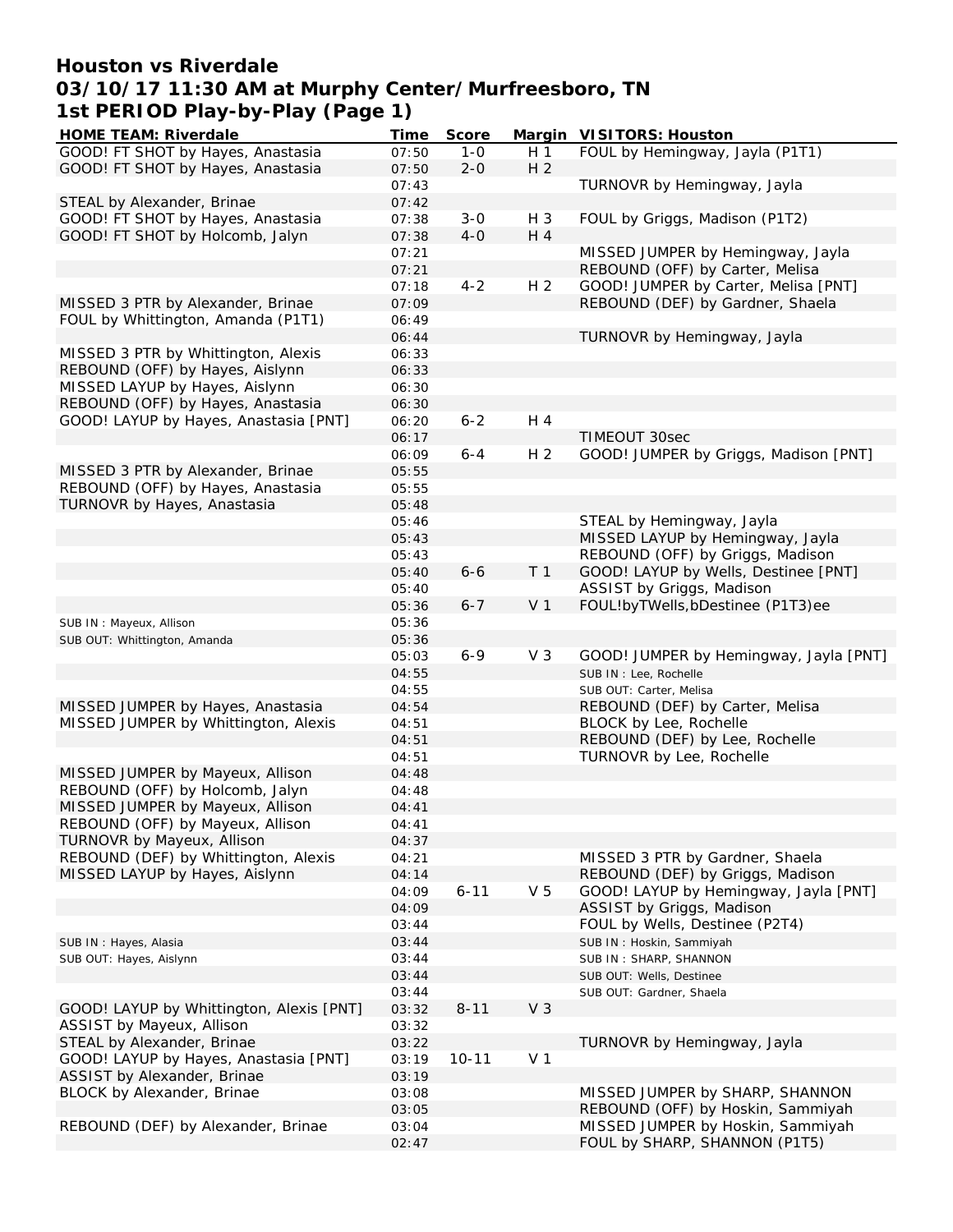# Houston vs Riverdale
## 03/10/17 11:30 AM at Murphy Center/Murfreesboro, TN
## 1st PERIOD Play-by-Play (Page 1)

| HOME TEAM: Riverdale | Time | Score | Margin | VISITORS: Houston |
|---|---|---|---|---|
| GOOD! FT SHOT by Hayes, Anastasia | 07:50 | 1-0 | H 1 | FOUL by Hemingway, Jayla (P1T1) |
| GOOD! FT SHOT by Hayes, Anastasia | 07:50 | 2-0 | H 2 | |
| | 07:43 | | | TURNOVR by Hemingway, Jayla |
| STEAL by Alexander, Brinae | 07:42 | | | |
| GOOD! FT SHOT by Hayes, Anastasia | 07:38 | 3-0 | H 3 | FOUL by Griggs, Madison (P1T2) |
| GOOD! FT SHOT by Holcomb, Jalyn | 07:38 | 4-0 | H 4 | |
| | 07:21 | | | MISSED JUMPER by Hemingway, Jayla |
| | 07:21 | | | REBOUND (OFF) by Carter, Melisa |
| | 07:18 | 4-2 | H 2 | GOOD! JUMPER by Carter, Melisa [PNT] |
| MISSED 3 PTR by Alexander, Brinae | 07:09 | | | REBOUND (DEF) by Gardner, Shaela |
| FOUL by Whittington, Amanda (P1T1) | 06:49 | | | |
| | 06:44 | | | TURNOVR by Hemingway, Jayla |
| MISSED 3 PTR by Whittington, Alexis | 06:33 | | | |
| REBOUND (OFF) by Hayes, Aislynn | 06:33 | | | |
| MISSED LAYUP by Hayes, Aislynn | 06:30 | | | |
| REBOUND (OFF) by Hayes, Anastasia | 06:30 | | | |
| GOOD! LAYUP by Hayes, Anastasia [PNT] | 06:20 | 6-2 | H 4 | |
| | 06:17 | | | TIMEOUT 30sec |
| | 06:09 | 6-4 | H 2 | GOOD! JUMPER by Griggs, Madison [PNT] |
| MISSED 3 PTR by Alexander, Brinae | 05:55 | | | |
| REBOUND (OFF) by Hayes, Anastasia | 05:55 | | | |
| TURNOVR by Hayes, Anastasia | 05:48 | | | |
| | 05:46 | | | STEAL by Hemingway, Jayla |
| | 05:43 | | | MISSED LAYUP by Hemingway, Jayla |
| | 05:43 | | | REBOUND (OFF) by Griggs, Madison |
| | 05:40 | 6-6 | T 1 | GOOD! LAYUP by Wells, Destinee [PNT] |
| | 05:40 | | | ASSIST by Griggs, Madison |
| | 05:36 | 6-7 | V 1 | FOUL!byTWells,bDestinee (P1T3)ee |
| SUB IN : Mayeux, Allison | 05:36 | | | |
| SUB OUT: Whittington, Amanda | 05:36 | | | |
| | 05:03 | 6-9 | V 3 | GOOD! JUMPER by Hemingway, Jayla [PNT] |
| | 04:55 | | | SUB IN : Lee, Rochelle |
| | 04:55 | | | SUB OUT: Carter, Melisa |
| MISSED JUMPER by Hayes, Anastasia | 04:54 | | | REBOUND (DEF) by Carter, Melisa |
| MISSED JUMPER by Whittington, Alexis | 04:51 | | | BLOCK by Lee, Rochelle |
| | 04:51 | | | REBOUND (DEF) by Lee, Rochelle |
| | 04:51 | | | TURNOVR by Lee, Rochelle |
| MISSED JUMPER by Mayeux, Allison | 04:48 | | | |
| REBOUND (OFF) by Holcomb, Jalyn | 04:48 | | | |
| MISSED JUMPER by Mayeux, Allison | 04:41 | | | |
| REBOUND (OFF) by Mayeux, Allison | 04:41 | | | |
| TURNOVR by Mayeux, Allison | 04:37 | | | |
| REBOUND (DEF) by Whittington, Alexis | 04:21 | | | MISSED 3 PTR by Gardner, Shaela |
| MISSED LAYUP by Hayes, Aislynn | 04:14 | | | REBOUND (DEF) by Griggs, Madison |
| | 04:09 | 6-11 | V 5 | GOOD! LAYUP by Hemingway, Jayla [PNT] |
| | 04:09 | | | ASSIST by Griggs, Madison |
| | 03:44 | | | FOUL by Wells, Destinee (P2T4) |
| SUB IN : Hayes, Alasia | 03:44 | | | SUB IN : Hoskin, Sammiyah |
| SUB OUT: Hayes, Aislynn | 03:44 | | | SUB IN : SHARP, SHANNON |
| | 03:44 | | | SUB OUT: Wells, Destinee |
| | 03:44 | | | SUB OUT: Gardner, Shaela |
| GOOD! LAYUP by Whittington, Alexis [PNT] | 03:32 | 8-11 | V 3 | |
| ASSIST by Mayeux, Allison | 03:32 | | | |
| STEAL by Alexander, Brinae | 03:22 | | | TURNOVR by Hemingway, Jayla |
| GOOD! LAYUP by Hayes, Anastasia [PNT] | 03:19 | 10-11 | V 1 | |
| ASSIST by Alexander, Brinae | 03:19 | | | |
| BLOCK by Alexander, Brinae | 03:08 | | | MISSED JUMPER by SHARP, SHANNON |
| | 03:05 | | | REBOUND (OFF) by Hoskin, Sammiyah |
| REBOUND (DEF) by Alexander, Brinae | 03:04 | | | MISSED JUMPER by Hoskin, Sammiyah |
| | 02:47 | | | FOUL by SHARP, SHANNON (P1T5) |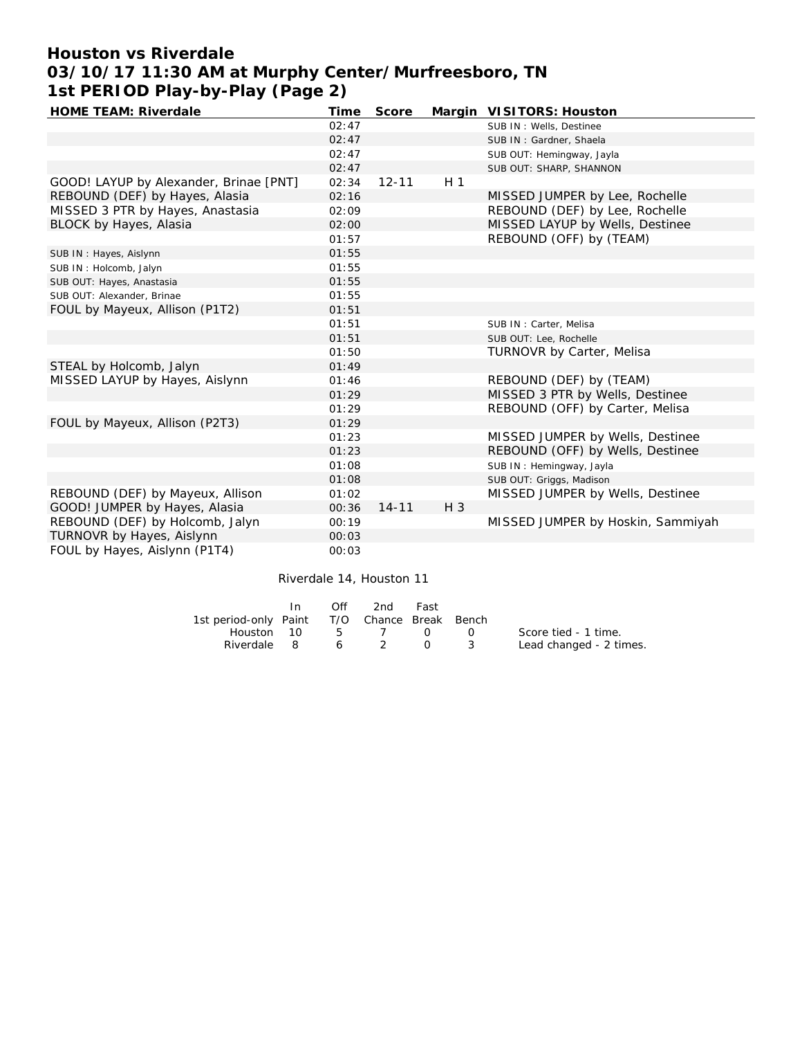# Houston vs Riverdale
## 03/10/17 11:30 AM at Murphy Center/Murfreesboro, TN
## 1st PERIOD Play-by-Play (Page 2)

| HOME TEAM: Riverdale | Time | Score | Margin | VISITORS: Houston |
|---|---|---|---|---|
| | 02:47 | | | SUB IN : Wells, Destinee |
| | 02:47 | | | SUB IN : Gardner, Shaela |
| | 02:47 | | | SUB OUT: Hemingway, Jayla |
| | 02:47 | | | SUB OUT: SHARP, SHANNON |
| GOOD! LAYUP by Alexander, Brinae [PNT] | 02:34 | 12-11 | H 1 | |
| REBOUND (DEF) by Hayes, Alasia | 02:16 | | | MISSED JUMPER by Lee, Rochelle |
| MISSED 3 PTR by Hayes, Anastasia | 02:09 | | | REBOUND (DEF) by Lee, Rochelle |
| BLOCK by Hayes, Alasia | 02:00 | | | MISSED LAYUP by Wells, Destinee |
| | 01:57 | | | REBOUND (OFF) by (TEAM) |
| SUB IN : Hayes, Aislynn | 01:55 | | | |
| SUB IN : Holcomb, Jalyn | 01:55 | | | |
| SUB OUT: Hayes, Anastasia | 01:55 | | | |
| SUB OUT: Alexander, Brinae | 01:55 | | | |
| FOUL by Mayeux, Allison (P1T2) | 01:51 | | | |
| | 01:51 | | | SUB IN : Carter, Melisa |
| | 01:51 | | | SUB OUT: Lee, Rochelle |
| | 01:50 | | | TURNOVR by Carter, Melisa |
| STEAL by Holcomb, Jalyn | 01:49 | | | |
| MISSED LAYUP by Hayes, Aislynn | 01:46 | | | REBOUND (DEF) by (TEAM) |
| | 01:29 | | | MISSED 3 PTR by Wells, Destinee |
| | 01:29 | | | REBOUND (OFF) by Carter, Melisa |
| FOUL by Mayeux, Allison (P2T3) | 01:29 | | | |
| | 01:23 | | | MISSED JUMPER by Wells, Destinee |
| | 01:23 | | | REBOUND (OFF) by Wells, Destinee |
| | 01:08 | | | SUB IN : Hemingway, Jayla |
| | 01:08 | | | SUB OUT: Griggs, Madison |
| REBOUND (DEF) by Mayeux, Allison | 01:02 | | | MISSED JUMPER by Wells, Destinee |
| GOOD! JUMPER by Hayes, Alasia | 00:36 | 14-11 | H 3 | |
| REBOUND (DEF) by Holcomb, Jalyn | 00:19 | | | MISSED JUMPER by Hoskin, Sammiyah |
| TURNOVR by Hayes, Aislynn | 00:03 | | | |
| FOUL by Hayes, Aislynn (P1T4) | 00:03 | | | |

Riverdale 14, Houston 11

| 1st period-only | In Paint | Off T/O | 2nd Chance | Fast Break | Bench |
|---|---|---|---|---|---|
| Houston | 10 | 5 | 7 | 0 | 0 |
| Riverdale | 8 | 6 | 2 | 0 | 3 |

Score tied - 1 time.
Lead changed - 2 times.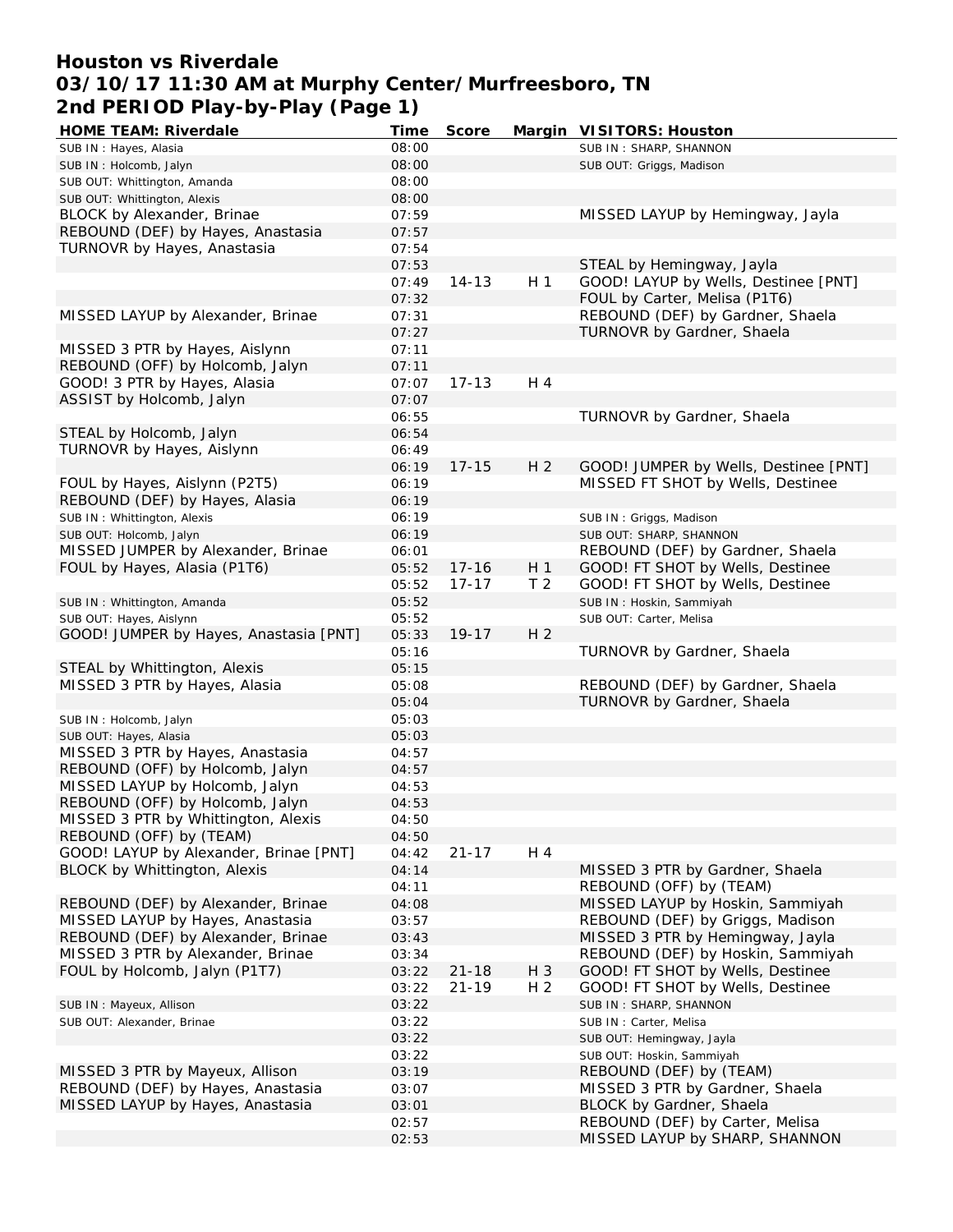# Houston vs Riverdale
## 03/10/17 11:30 AM at Murphy Center/Murfreesboro, TN
## 2nd PERIOD Play-by-Play (Page 1)

| HOME TEAM: Riverdale | Time | Score | Margin | VISITORS: Houston |
|---|---|---|---|---|
| SUB IN : Hayes, Alasia | 08:00 | | | SUB IN : SHARP, SHANNON |
| SUB IN : Holcomb, Jalyn | 08:00 | | | SUB OUT: Griggs, Madison |
| SUB OUT: Whittington, Amanda | 08:00 | | | |
| SUB OUT: Whittington, Alexis | 08:00 | | | |
| BLOCK by Alexander, Brinae | 07:59 | | | MISSED LAYUP by Hemingway, Jayla |
| REBOUND (DEF) by Hayes, Anastasia | 07:57 | | | |
| TURNOVR by Hayes, Anastasia | 07:54 | | | |
| | 07:53 | | | STEAL by Hemingway, Jayla |
| | 07:49 | 14-13 | H 1 | GOOD! LAYUP by Wells, Destinee [PNT] |
| | 07:32 | | | FOUL by Carter, Melisa (P1T6) |
| MISSED LAYUP by Alexander, Brinae | 07:31 | | | REBOUND (DEF) by Gardner, Shaela |
| | 07:27 | | | TURNOVR by Gardner, Shaela |
| MISSED 3 PTR by Hayes, Aislynn | 07:11 | | | |
| REBOUND (OFF) by Holcomb, Jalyn | 07:11 | | | |
| GOOD! 3 PTR by Hayes, Alasia | 07:07 | 17-13 | H 4 | |
| ASSIST by Holcomb, Jalyn | 07:07 | | | |
| | 06:55 | | | TURNOVR by Gardner, Shaela |
| STEAL by Holcomb, Jalyn | 06:54 | | | |
| TURNOVR by Hayes, Aislynn | 06:49 | | | |
| | 06:19 | 17-15 | H 2 | GOOD! JUMPER by Wells, Destinee [PNT] |
| FOUL by Hayes, Aislynn (P2T5) | 06:19 | | | MISSED FT SHOT by Wells, Destinee |
| REBOUND (DEF) by Hayes, Alasia | 06:19 | | | |
| SUB IN : Whittington, Alexis | 06:19 | | | SUB IN : Griggs, Madison |
| SUB OUT: Holcomb, Jalyn | 06:19 | | | SUB OUT: SHARP, SHANNON |
| MISSED JUMPER by Alexander, Brinae | 06:01 | | | REBOUND (DEF) by Gardner, Shaela |
| FOUL by Hayes, Alasia (P1T6) | 05:52 | 17-16 | H 1 | GOOD! FT SHOT by Wells, Destinee |
| | 05:52 | 17-17 | T 2 | GOOD! FT SHOT by Wells, Destinee |
| SUB IN : Whittington, Amanda | 05:52 | | | SUB IN : Hoskin, Sammiyah |
| SUB OUT: Hayes, Aislynn | 05:52 | | | SUB OUT: Carter, Melisa |
| GOOD! JUMPER by Hayes, Anastasia [PNT] | 05:33 | 19-17 | H 2 | |
| | 05:16 | | | TURNOVR by Gardner, Shaela |
| STEAL by Whittington, Alexis | 05:15 | | | |
| MISSED 3 PTR by Hayes, Alasia | 05:08 | | | REBOUND (DEF) by Gardner, Shaela |
| | 05:04 | | | TURNOVR by Gardner, Shaela |
| SUB IN : Holcomb, Jalyn | 05:03 | | | |
| SUB OUT: Hayes, Alasia | 05:03 | | | |
| MISSED 3 PTR by Hayes, Anastasia | 04:57 | | | |
| REBOUND (OFF) by Holcomb, Jalyn | 04:57 | | | |
| MISSED LAYUP by Holcomb, Jalyn | 04:53 | | | |
| REBOUND (OFF) by Holcomb, Jalyn | 04:53 | | | |
| MISSED 3 PTR by Whittington, Alexis | 04:50 | | | |
| REBOUND (OFF) by (TEAM) | 04:50 | | | |
| GOOD! LAYUP by Alexander, Brinae [PNT] | 04:42 | 21-17 | H 4 | |
| BLOCK by Whittington, Alexis | 04:14 | | | MISSED 3 PTR by Gardner, Shaela |
| | 04:11 | | | REBOUND (OFF) by (TEAM) |
| REBOUND (DEF) by Alexander, Brinae | 04:08 | | | MISSED LAYUP by Hoskin, Sammiyah |
| MISSED LAYUP by Hayes, Anastasia | 03:57 | | | REBOUND (DEF) by Griggs, Madison |
| REBOUND (DEF) by Alexander, Brinae | 03:43 | | | MISSED 3 PTR by Hemingway, Jayla |
| MISSED 3 PTR by Alexander, Brinae | 03:34 | | | REBOUND (DEF) by Hoskin, Sammiyah |
| FOUL by Holcomb, Jalyn (P1T7) | 03:22 | 21-18 | H 3 | GOOD! FT SHOT by Wells, Destinee |
| | 03:22 | 21-19 | H 2 | GOOD! FT SHOT by Wells, Destinee |
| SUB IN : Mayeux, Allison | 03:22 | | | SUB IN : SHARP, SHANNON |
| SUB OUT: Alexander, Brinae | 03:22 | | | SUB IN : Carter, Melisa |
| | 03:22 | | | SUB OUT: Hemingway, Jayla |
| | 03:22 | | | SUB OUT: Hoskin, Sammiyah |
| MISSED 3 PTR by Mayeux, Allison | 03:19 | | | REBOUND (DEF) by (TEAM) |
| REBOUND (DEF) by Hayes, Anastasia | 03:07 | | | MISSED 3 PTR by Gardner, Shaela |
| MISSED LAYUP by Hayes, Anastasia | 03:01 | | | BLOCK by Gardner, Shaela |
| | 02:57 | | | REBOUND (DEF) by Carter, Melisa |
| | 02:53 | | | MISSED LAYUP by SHARP, SHANNON |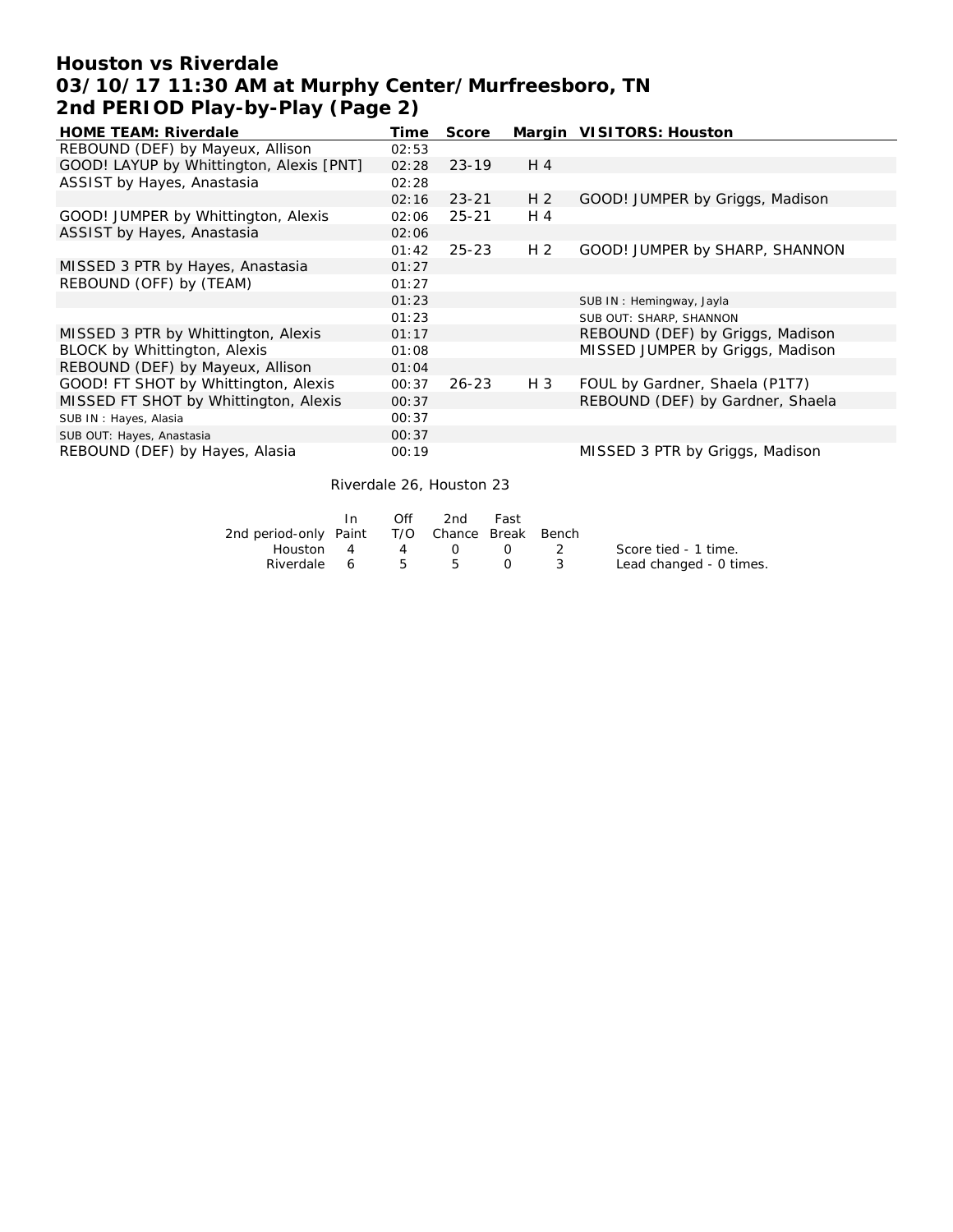# Houston vs Riverdale
## 03/10/17 11:30 AM at Murphy Center/Murfreesboro, TN
## 2nd PERIOD Play-by-Play (Page 2)

| HOME TEAM: Riverdale | Time | Score | Margin | VISITORS: Houston |
|---|---|---|---|---|
| REBOUND (DEF) by Mayeux, Allison | 02:53 | | | |
| GOOD! LAYUP by Whittington, Alexis [PNT] | 02:28 | 23-19 | H 4 | |
| ASSIST by Hayes, Anastasia | 02:28 | | | |
| | 02:16 | 23-21 | H 2 | GOOD! JUMPER by Griggs, Madison |
| GOOD! JUMPER by Whittington, Alexis | 02:06 | 25-21 | H 4 | |
| ASSIST by Hayes, Anastasia | 02:06 | | | |
| | 01:42 | 25-23 | H 2 | GOOD! JUMPER by SHARP, SHANNON |
| MISSED 3 PTR by Hayes, Anastasia | 01:27 | | | |
| REBOUND (OFF) by (TEAM) | 01:27 | | | |
| | 01:23 | | | SUB IN : Hemingway, Jayla |
| | 01:23 | | | SUB OUT: SHARP, SHANNON |
| MISSED 3 PTR by Whittington, Alexis | 01:17 | | | REBOUND (DEF) by Griggs, Madison |
| BLOCK by Whittington, Alexis | 01:08 | | | MISSED JUMPER by Griggs, Madison |
| REBOUND (DEF) by Mayeux, Allison | 01:04 | | | |
| GOOD! FT SHOT by Whittington, Alexis | 00:37 | 26-23 | H 3 | FOUL by Gardner, Shaela (P1T7) |
| MISSED FT SHOT by Whittington, Alexis | 00:37 | | | REBOUND (DEF) by Gardner, Shaela |
| SUB IN : Hayes, Alasia | 00:37 | | | |
| SUB OUT: Hayes, Anastasia | 00:37 | | | |
| REBOUND (DEF) by Hayes, Alasia | 00:19 | | | MISSED 3 PTR by Griggs, Madison |

Riverdale 26, Houston 23

| 2nd period-only | In Paint | Off T/O | 2nd Chance | Fast Break | Bench |
|---|---|---|---|---|---|
| Houston | 4 | 4 | 0 | 0 | 2 |
| Riverdale | 6 | 5 | 5 | 0 | 3 |

Score tied - 1 time.
Lead changed - 0 times.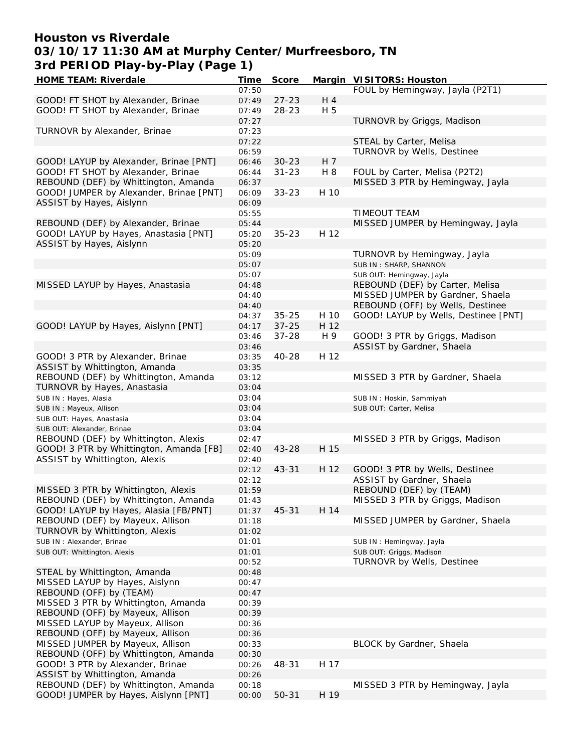# Houston vs Riverdale
## 03/10/17 11:30 AM at Murphy Center/Murfreesboro, TN
## 3rd PERIOD Play-by-Play (Page 1)

| HOME TEAM: Riverdale | Time | Score | Margin | VISITORS: Houston |
|---|---|---|---|---|
| | 07:50 | | | FOUL by Hemingway, Jayla (P2T1) |
| GOOD! FT SHOT by Alexander, Brinae | 07:49 | 27-23 | H 4 | |
| GOOD! FT SHOT by Alexander, Brinae | 07:49 | 28-23 | H 5 | |
| | 07:27 | | | TURNOVR by Griggs, Madison |
| TURNOVR by Alexander, Brinae | 07:23 | | | |
| | 07:22 | | | STEAL by Carter, Melisa |
| | 06:59 | | | TURNOVR by Wells, Destinee |
| GOOD! LAYUP by Alexander, Brinae [PNT] | 06:46 | 30-23 | H 7 | |
| GOOD! FT SHOT by Alexander, Brinae | 06:44 | 31-23 | H 8 | FOUL by Carter, Melisa (P2T2) |
| REBOUND (DEF) by Whittington, Amanda | 06:37 | | | MISSED 3 PTR by Hemingway, Jayla |
| GOOD! JUMPER by Alexander, Brinae [PNT] | 06:09 | 33-23 | H 10 | |
| ASSIST by Hayes, Aislynn | 06:09 | | | |
| | 05:55 | | | TIMEOUT TEAM |
| REBOUND (DEF) by Alexander, Brinae | 05:44 | | | MISSED JUMPER by Hemingway, Jayla |
| GOOD! LAYUP by Hayes, Anastasia [PNT] | 05:20 | 35-23 | H 12 | |
| ASSIST by Hayes, Aislynn | 05:20 | | | |
| | 05:09 | | | TURNOVR by Hemingway, Jayla |
| | 05:07 | | | SUB IN : SHARP, SHANNON |
| | 05:07 | | | SUB OUT: Hemingway, Jayla |
| MISSED LAYUP by Hayes, Anastasia | 04:48 | | | REBOUND (DEF) by Carter, Melisa |
| | 04:40 | | | MISSED JUMPER by Gardner, Shaela |
| | 04:40 | | | REBOUND (OFF) by Wells, Destinee |
| | 04:37 | 35-25 | H 10 | GOOD! LAYUP by Wells, Destinee [PNT] |
| GOOD! LAYUP by Hayes, Aislynn [PNT] | 04:17 | 37-25 | H 12 | |
| | 03:46 | 37-28 | H 9 | GOOD! 3 PTR by Griggs, Madison |
| | 03:46 | | | ASSIST by Gardner, Shaela |
| GOOD! 3 PTR by Alexander, Brinae | 03:35 | 40-28 | H 12 | |
| ASSIST by Whittington, Amanda | 03:35 | | | |
| REBOUND (DEF) by Whittington, Amanda | 03:12 | | | MISSED 3 PTR by Gardner, Shaela |
| TURNOVR by Hayes, Anastasia | 03:04 | | | |
| SUB IN : Hayes, Alasia | 03:04 | | | SUB IN : Hoskin, Sammiyah |
| SUB IN : Mayeux, Allison | 03:04 | | | SUB OUT: Carter, Melisa |
| SUB OUT: Hayes, Anastasia | 03:04 | | | |
| SUB OUT: Alexander, Brinae | 03:04 | | | |
| REBOUND (DEF) by Whittington, Alexis | 02:47 | | | MISSED 3 PTR by Griggs, Madison |
| GOOD! 3 PTR by Whittington, Amanda [FB] | 02:40 | 43-28 | H 15 | |
| ASSIST by Whittington, Alexis | 02:40 | | | |
| | 02:12 | 43-31 | H 12 | GOOD! 3 PTR by Wells, Destinee |
| | 02:12 | | | ASSIST by Gardner, Shaela |
| MISSED 3 PTR by Whittington, Alexis | 01:59 | | | REBOUND (DEF) by (TEAM) |
| REBOUND (DEF) by Whittington, Amanda | 01:43 | | | MISSED 3 PTR by Griggs, Madison |
| GOOD! LAYUP by Hayes, Alasia [FB/PNT] | 01:37 | 45-31 | H 14 | |
| REBOUND (DEF) by Mayeux, Allison | 01:18 | | | MISSED JUMPER by Gardner, Shaela |
| TURNOVR by Whittington, Alexis | 01:02 | | | |
| SUB IN : Alexander, Brinae | 01:01 | | | SUB IN : Hemingway, Jayla |
| SUB OUT: Whittington, Alexis | 01:01 | | | SUB OUT: Griggs, Madison |
| | 00:52 | | | TURNOVR by Wells, Destinee |
| STEAL by Whittington, Amanda | 00:48 | | | |
| MISSED LAYUP by Hayes, Aislynn | 00:47 | | | |
| REBOUND (OFF) by (TEAM) | 00:47 | | | |
| MISSED 3 PTR by Whittington, Amanda | 00:39 | | | |
| REBOUND (OFF) by Mayeux, Allison | 00:39 | | | |
| MISSED LAYUP by Mayeux, Allison | 00:36 | | | |
| REBOUND (OFF) by Mayeux, Allison | 00:36 | | | |
| MISSED JUMPER by Mayeux, Allison | 00:33 | | | BLOCK by Gardner, Shaela |
| REBOUND (OFF) by Whittington, Amanda | 00:30 | | | |
| GOOD! 3 PTR by Alexander, Brinae | 00:26 | 48-31 | H 17 | |
| ASSIST by Whittington, Amanda | 00:26 | | | |
| REBOUND (DEF) by Whittington, Amanda | 00:18 | | | MISSED 3 PTR by Hemingway, Jayla |
| GOOD! JUMPER by Hayes, Aislynn [PNT] | 00:00 | 50-31 | H 19 | |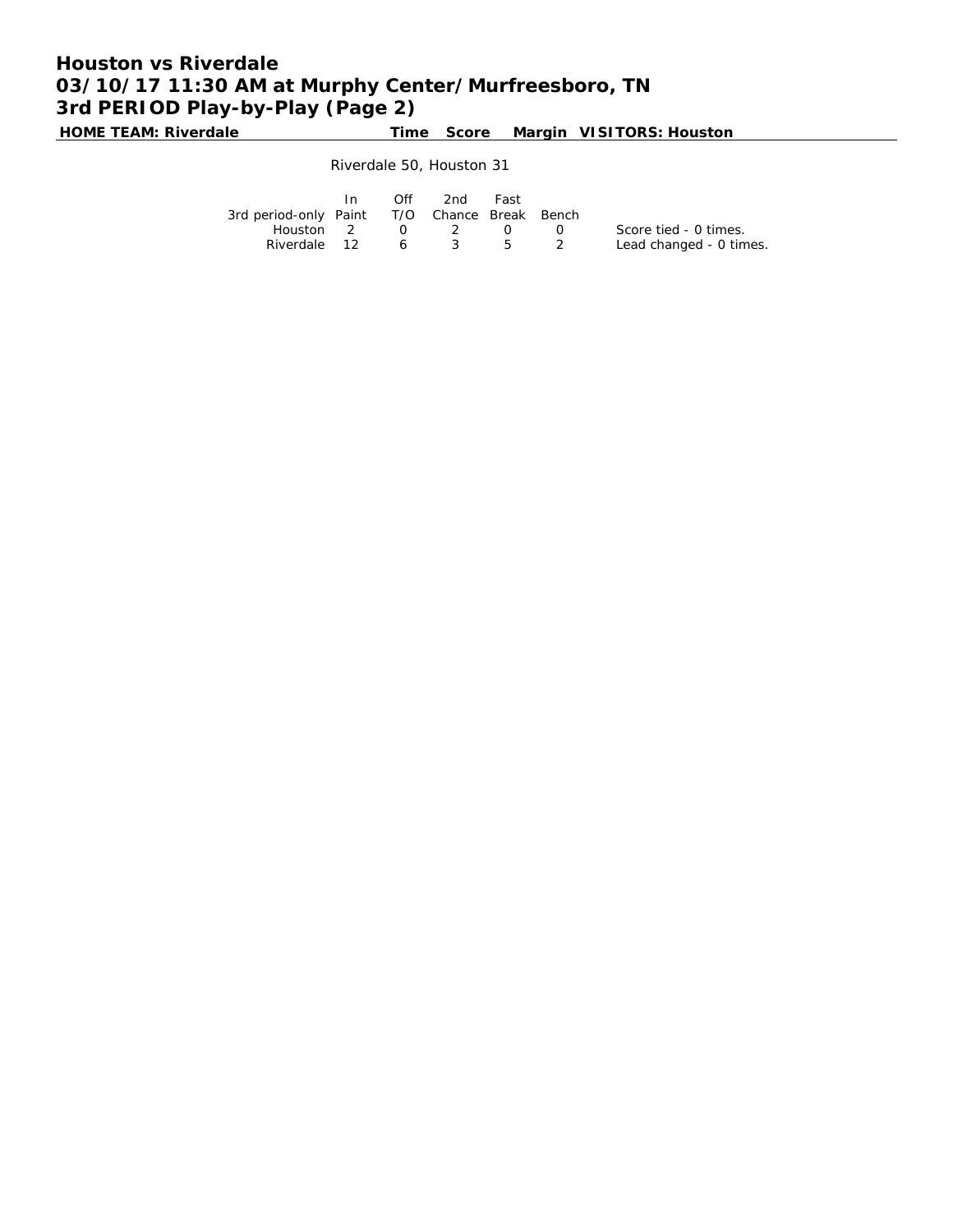# Houston vs Riverdale
## 03/10/17 11:30 AM at Murphy Center/Murfreesboro, TN
## 3rd PERIOD Play-by-Play (Page 2)

| HOME TEAM: Riverdale | Time | Score | Margin | VISITORS: Houston |
|---|---|---|---|---|

Riverdale 50, Houston 31

| 3rd period-only | In Paint | Off T/O | 2nd Chance | Fast Break | Bench |
|---|---|---|---|---|---|
| Houston | 2 | 0 | 2 | 0 | 0 |
| Riverdale | 12 | 6 | 3 | 5 | 2 |

Score tied - 0 times.
Lead changed - 0 times.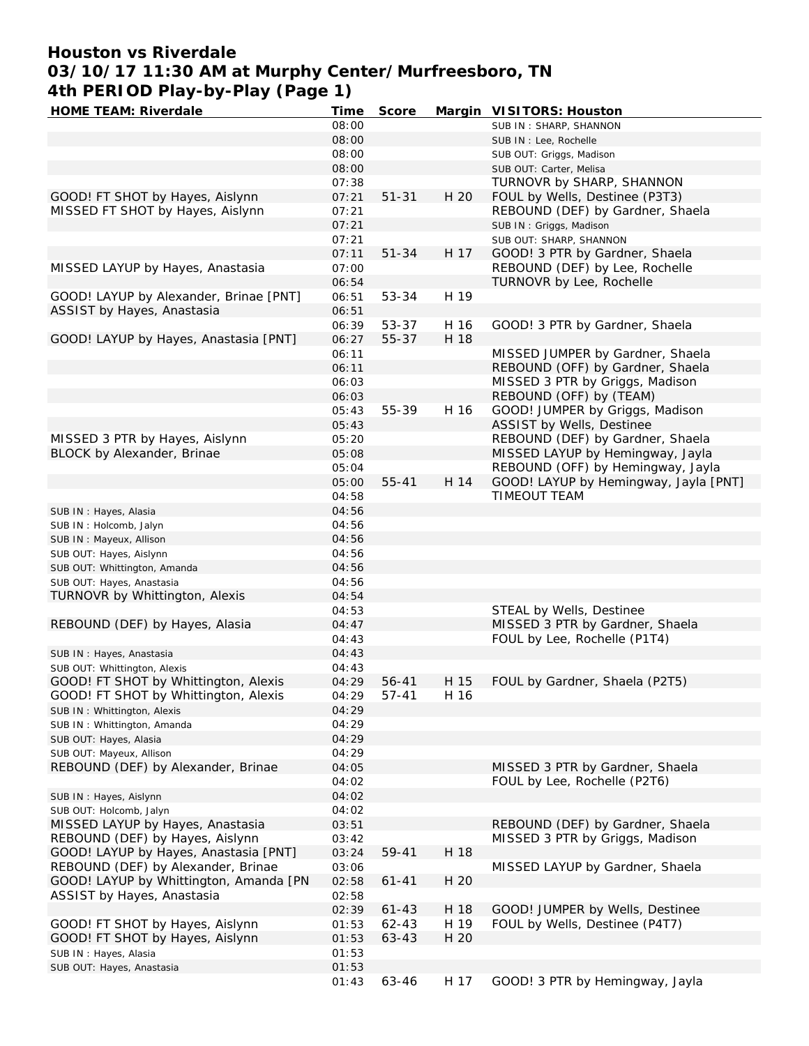# Houston vs Riverdale
## 03/10/17 11:30 AM at Murphy Center/Murfreesboro, TN
## 4th PERIOD Play-by-Play (Page 1)

| HOME TEAM: Riverdale | Time | Score | Margin | VISITORS: Houston |
|---|---|---|---|---|
| | 08:00 | | | SUB IN : SHARP, SHANNON |
| | 08:00 | | | SUB IN : Lee, Rochelle |
| | 08:00 | | | SUB OUT: Griggs, Madison |
| | 08:00 | | | SUB OUT: Carter, Melisa |
| | 07:38 | | | TURNOVR by SHARP, SHANNON |
| GOOD! FT SHOT by Hayes, Aislynn | 07:21 | 51-31 | H 20 | FOUL by Wells, Destinee (P3T3) |
| MISSED FT SHOT by Hayes, Aislynn | 07:21 | | | REBOUND (DEF) by Gardner, Shaela |
| | 07:21 | | | SUB IN : Griggs, Madison |
| | 07:21 | | | SUB OUT: SHARP, SHANNON |
| | 07:11 | 51-34 | H 17 | GOOD! 3 PTR by Gardner, Shaela |
| MISSED LAYUP by Hayes, Anastasia | 07:00 | | | REBOUND (DEF) by Lee, Rochelle |
| | 06:54 | | | TURNOVR by Lee, Rochelle |
| GOOD! LAYUP by Alexander, Brinae [PNT] | 06:51 | 53-34 | H 19 | |
| ASSIST by Hayes, Anastasia | 06:51 | | | |
| | 06:39 | 53-37 | H 16 | GOOD! 3 PTR by Gardner, Shaela |
| GOOD! LAYUP by Hayes, Anastasia [PNT] | 06:27 | 55-37 | H 18 | |
| | 06:11 | | | MISSED JUMPER by Gardner, Shaela |
| | 06:11 | | | REBOUND (OFF) by Gardner, Shaela |
| | 06:03 | | | MISSED 3 PTR by Griggs, Madison |
| | 06:03 | | | REBOUND (OFF) by (TEAM) |
| | 05:43 | 55-39 | H 16 | GOOD! JUMPER by Griggs, Madison |
| | 05:43 | | | ASSIST by Wells, Destinee |
| MISSED 3 PTR by Hayes, Aislynn | 05:20 | | | REBOUND (DEF) by Gardner, Shaela |
| BLOCK by Alexander, Brinae | 05:08 | | | MISSED LAYUP by Hemingway, Jayla |
| | 05:04 | | | REBOUND (OFF) by Hemingway, Jayla |
| | 05:00 | 55-41 | H 14 | GOOD! LAYUP by Hemingway, Jayla [PNT] |
| | 04:58 | | | TIMEOUT TEAM |
| SUB IN : Hayes, Alasia | 04:56 | | | |
| SUB IN : Holcomb, Jalyn | 04:56 | | | |
| SUB IN : Mayeux, Allison | 04:56 | | | |
| SUB OUT: Hayes, Aislynn | 04:56 | | | |
| SUB OUT: Whittington, Amanda | 04:56 | | | |
| SUB OUT: Hayes, Anastasia | 04:56 | | | |
| TURNOVR by Whittington, Alexis | 04:54 | | | |
| | 04:53 | | | STEAL by Wells, Destinee |
| REBOUND (DEF) by Hayes, Alasia | 04:47 | | | MISSED 3 PTR by Gardner, Shaela |
| | 04:43 | | | FOUL by Lee, Rochelle (P1T4) |
| SUB IN : Hayes, Anastasia | 04:43 | | | |
| SUB OUT: Whittington, Alexis | 04:43 | | | |
| GOOD! FT SHOT by Whittington, Alexis | 04:29 | 56-41 | H 15 | FOUL by Gardner, Shaela (P2T5) |
| GOOD! FT SHOT by Whittington, Alexis | 04:29 | 57-41 | H 16 | |
| SUB IN : Whittington, Alexis | 04:29 | | | |
| SUB IN : Whittington, Amanda | 04:29 | | | |
| SUB OUT: Hayes, Alasia | 04:29 | | | |
| SUB OUT: Mayeux, Allison | 04:29 | | | |
| REBOUND (DEF) by Alexander, Brinae | 04:05 | | | MISSED 3 PTR by Gardner, Shaela |
| | 04:02 | | | FOUL by Lee, Rochelle (P2T6) |
| SUB IN : Hayes, Aislynn | 04:02 | | | |
| SUB OUT: Holcomb, Jalyn | 04:02 | | | |
| MISSED LAYUP by Hayes, Anastasia | 03:51 | | | REBOUND (DEF) by Gardner, Shaela |
| REBOUND (DEF) by Hayes, Aislynn | 03:42 | | | MISSED 3 PTR by Griggs, Madison |
| GOOD! LAYUP by Hayes, Anastasia [PNT] | 03:24 | 59-41 | H 18 | |
| REBOUND (DEF) by Alexander, Brinae | 03:06 | | | MISSED LAYUP by Gardner, Shaela |
| GOOD! LAYUP by Whittington, Amanda [PN | 02:58 | 61-41 | H 20 | |
| ASSIST by Hayes, Anastasia | 02:58 | | | |
| | 02:39 | 61-43 | H 18 | GOOD! JUMPER by Wells, Destinee |
| GOOD! FT SHOT by Hayes, Aislynn | 01:53 | 62-43 | H 19 | FOUL by Wells, Destinee (P4T7) |
| GOOD! FT SHOT by Hayes, Aislynn | 01:53 | 63-43 | H 20 | |
| SUB IN : Hayes, Alasia | 01:53 | | | |
| SUB OUT: Hayes, Anastasia | 01:53 | | | |
| | 01:43 | 63-46 | H 17 | GOOD! 3 PTR by Hemingway, Jayla |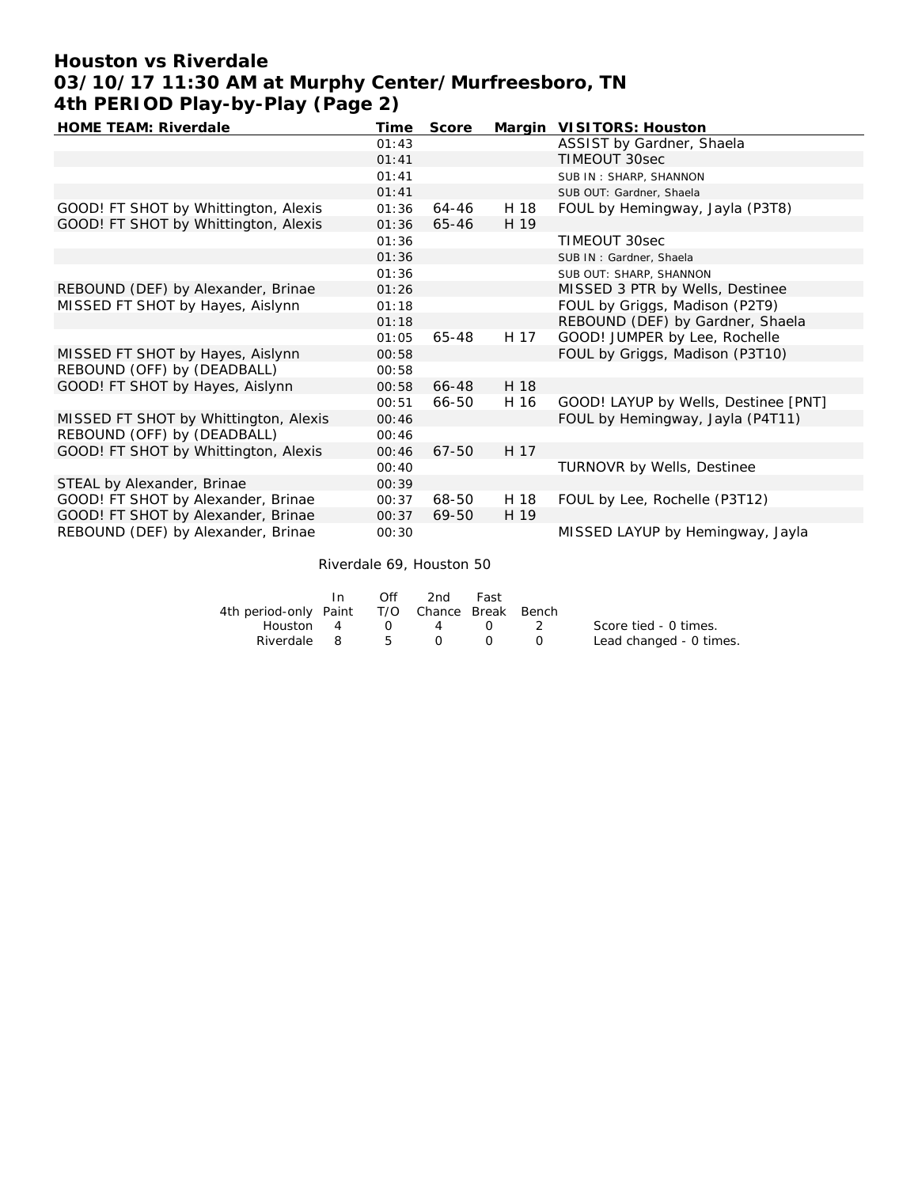# Houston vs Riverdale
## 03/10/17 11:30 AM at Murphy Center/Murfreesboro, TN
## 4th PERIOD Play-by-Play (Page 2)

| HOME TEAM: Riverdale | Time | Score | Margin | VISITORS: Houston |
|---|---|---|---|---|
| | 01:43 | | | ASSIST by Gardner, Shaela |
| | 01:41 | | | TIMEOUT 30sec |
| | 01:41 | | | SUB IN : SHARP, SHANNON |
| | 01:41 | | | SUB OUT: Gardner, Shaela |
| GOOD! FT SHOT by Whittington, Alexis | 01:36 | 64-46 | H 18 | FOUL by Hemingway, Jayla (P3T8) |
| GOOD! FT SHOT by Whittington, Alexis | 01:36 | 65-46 | H 19 | |
| | 01:36 | | | TIMEOUT 30sec |
| | 01:36 | | | SUB IN : Gardner, Shaela |
| | 01:36 | | | SUB OUT: SHARP, SHANNON |
| REBOUND (DEF) by Alexander, Brinae | 01:26 | | | MISSED 3 PTR by Wells, Destinee |
| MISSED FT SHOT by Hayes, Aislynn | 01:18 | | | FOUL by Griggs, Madison (P2T9) |
| | 01:18 | | | REBOUND (DEF) by Gardner, Shaela |
| | 01:05 | 65-48 | H 17 | GOOD! JUMPER by Lee, Rochelle |
| MISSED FT SHOT by Hayes, Aislynn | 00:58 | | | FOUL by Griggs, Madison (P3T10) |
| REBOUND (OFF) by (DEADBALL) | 00:58 | | | |
| GOOD! FT SHOT by Hayes, Aislynn | 00:58 | 66-48 | H 18 | |
| | 00:51 | 66-50 | H 16 | GOOD! LAYUP by Wells, Destinee [PNT] |
| MISSED FT SHOT by Whittington, Alexis | 00:46 | | | FOUL by Hemingway, Jayla (P4T11) |
| REBOUND (OFF) by (DEADBALL) | 00:46 | | | |
| GOOD! FT SHOT by Whittington, Alexis | 00:46 | 67-50 | H 17 | |
| | 00:40 | | | TURNOVR by Wells, Destinee |
| STEAL by Alexander, Brinae | 00:39 | | | |
| GOOD! FT SHOT by Alexander, Brinae | 00:37 | 68-50 | H 18 | FOUL by Lee, Rochelle (P3T12) |
| GOOD! FT SHOT by Alexander, Brinae | 00:37 | 69-50 | H 19 | |
| REBOUND (DEF) by Alexander, Brinae | 00:30 | | | MISSED LAYUP by Hemingway, Jayla |

Riverdale 69, Houston 50

| 4th period-only | In Paint | Off T/O | 2nd Chance | Fast Break | Bench |
|---|---|---|---|---|---|
| Houston | 4 | 0 | 4 | 0 | 2 |
| Riverdale | 8 | 5 | 0 | 0 | 0 |

Score tied - 0 times.
Lead changed - 0 times.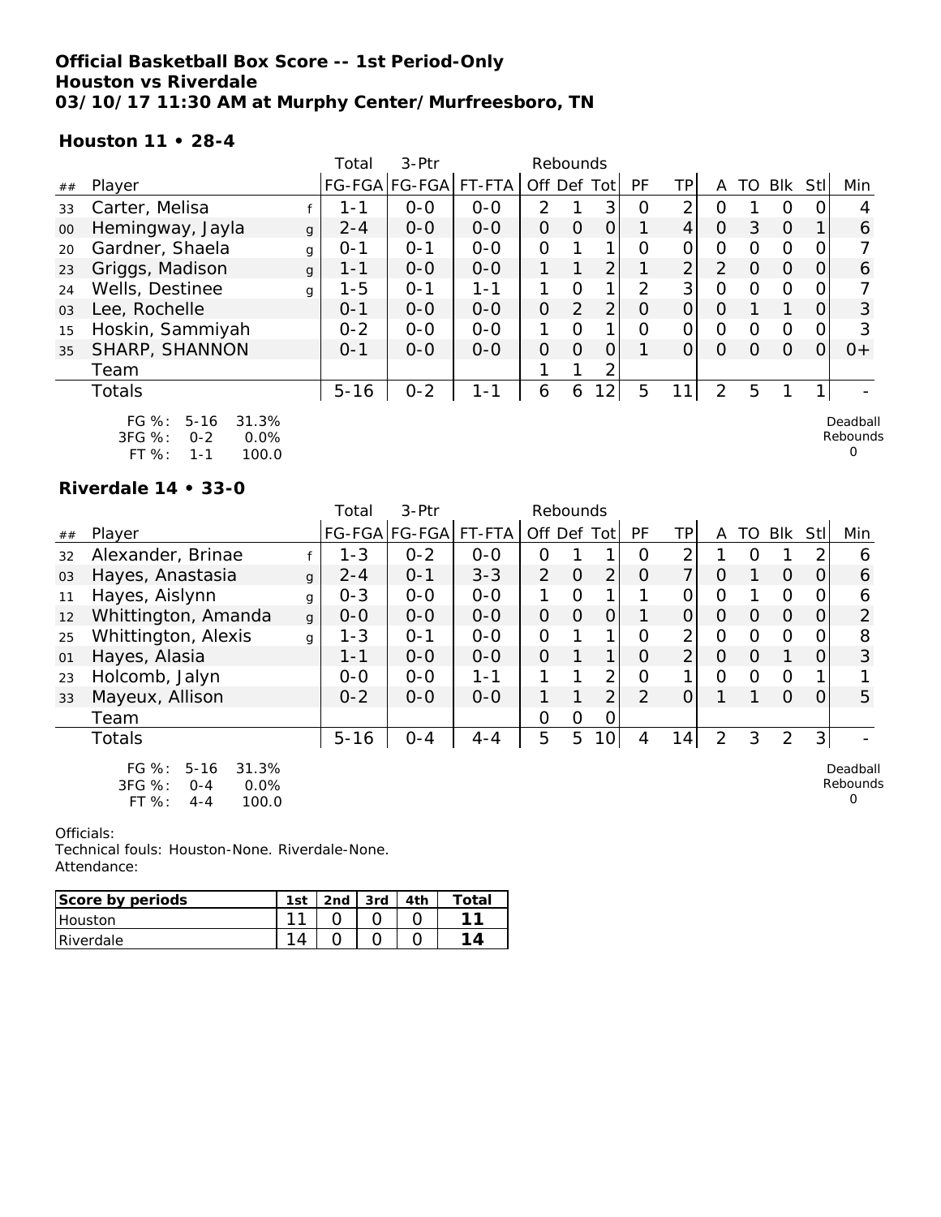**Official Basketball Box Score -- 1st Period-Only**
**Houston vs Riverdale**
**03/10/17 11:30 AM at Murphy Center/Murfreesboro, TN**

**Houston 11 • 28-4**

| ## | Player | | Total FG-FGA | 3-Ptr FG-FGA | FT-FTA | Rebounds Off | Def | Tot | PF | TP | A | TO | Blk | Stl | Min |
|---|---|---|---|---|---|---|---|---|---|---|---|---|---|---|---|
| 33 | Carter, Melisa | f | 1-1 | 0-0 | 0-0 | 2 | 1 | 3 | 0 | 2 | 0 | 1 | 0 | 0 | 4 |
| 00 | Hemingway, Jayla | g | 2-4 | 0-0 | 0-0 | 0 | 0 | 0 | 1 | 4 | 0 | 3 | 0 | 1 | 6 |
| 20 | Gardner, Shaela | g | 0-1 | 0-1 | 0-0 | 0 | 1 | 1 | 0 | 0 | 0 | 0 | 0 | 0 | 7 |
| 23 | Griggs, Madison | g | 1-1 | 0-0 | 0-0 | 1 | 1 | 2 | 1 | 2 | 2 | 0 | 0 | 0 | 6 |
| 24 | Wells, Destinee | g | 1-5 | 0-1 | 1-1 | 1 | 0 | 1 | 2 | 3 | 0 | 0 | 0 | 0 | 7 |
| 03 | Lee, Rochelle | | 0-1 | 0-0 | 0-0 | 0 | 2 | 2 | 0 | 0 | 0 | 1 | 1 | 0 | 3 |
| 15 | Hoskin, Sammiyah | | 0-2 | 0-0 | 0-0 | 1 | 0 | 1 | 0 | 0 | 0 | 0 | 0 | 0 | 3 |
| 35 | SHARP, SHANNON | | 0-1 | 0-0 | 0-0 | 0 | 0 | 0 | 1 | 0 | 0 | 0 | 0 | 0 | 0+ |
| | Team | | | | | 1 | 1 | 2 | | | | | | | |
| | Totals | | 5-16 | 0-2 | 1-1 | 6 | 6 | 12 | 5 | 11 | 2 | 5 | 1 | 1 | - |

FG %: 5-16 31.3%
3FG %: 0-2 0.0%
FT %: 1-1 100.0

Deadball Rebounds 0

**Riverdale 14 • 33-0**

| ## | Player | | Total FG-FGA | 3-Ptr FG-FGA | FT-FTA | Rebounds Off | Def | Tot | PF | TP | A | TO | Blk | Stl | Min |
|---|---|---|---|---|---|---|---|---|---|---|---|---|---|---|---|
| 32 | Alexander, Brinae | f | 1-3 | 0-2 | 0-0 | 0 | 1 | 1 | 0 | 2 | 1 | 0 | 1 | 2 | 6 |
| 03 | Hayes, Anastasia | g | 2-4 | 0-1 | 3-3 | 2 | 0 | 2 | 0 | 7 | 0 | 1 | 0 | 0 | 6 |
| 11 | Hayes, Aislynn | g | 0-3 | 0-0 | 0-0 | 1 | 0 | 1 | 1 | 0 | 0 | 1 | 0 | 0 | 6 |
| 12 | Whittington, Amanda | g | 0-0 | 0-0 | 0-0 | 0 | 0 | 0 | 1 | 0 | 0 | 0 | 0 | 0 | 2 |
| 25 | Whittington, Alexis | g | 1-3 | 0-1 | 0-0 | 0 | 1 | 1 | 0 | 2 | 0 | 0 | 0 | 0 | 8 |
| 01 | Hayes, Alasia | | 1-1 | 0-0 | 0-0 | 0 | 1 | 1 | 0 | 2 | 0 | 0 | 1 | 0 | 3 |
| 23 | Holcomb, Jalyn | | 0-0 | 0-0 | 1-1 | 1 | 1 | 2 | 0 | 1 | 0 | 0 | 0 | 1 | 1 |
| 33 | Mayeux, Allison | | 0-2 | 0-0 | 0-0 | 1 | 1 | 2 | 2 | 0 | 1 | 1 | 0 | 0 | 5 |
| | Team | | | | | 0 | 0 | 0 | | | | | | | |
| | Totals | | 5-16 | 0-4 | 4-4 | 5 | 5 | 10 | 4 | 14 | 2 | 3 | 2 | 3 | - |

FG %: 5-16 31.3%
3FG %: 0-4 0.0%
FT %: 4-4 100.0

Deadball Rebounds 0

Officials:
Technical fouls: Houston-None. Riverdale-None.
Attendance:

| Score by periods | 1st | 2nd | 3rd | 4th | Total |
|---|---|---|---|---|---|
| Houston | 11 | 0 | 0 | 0 | **11** |
| Riverdale | 14 | 0 | 0 | 0 | **14** |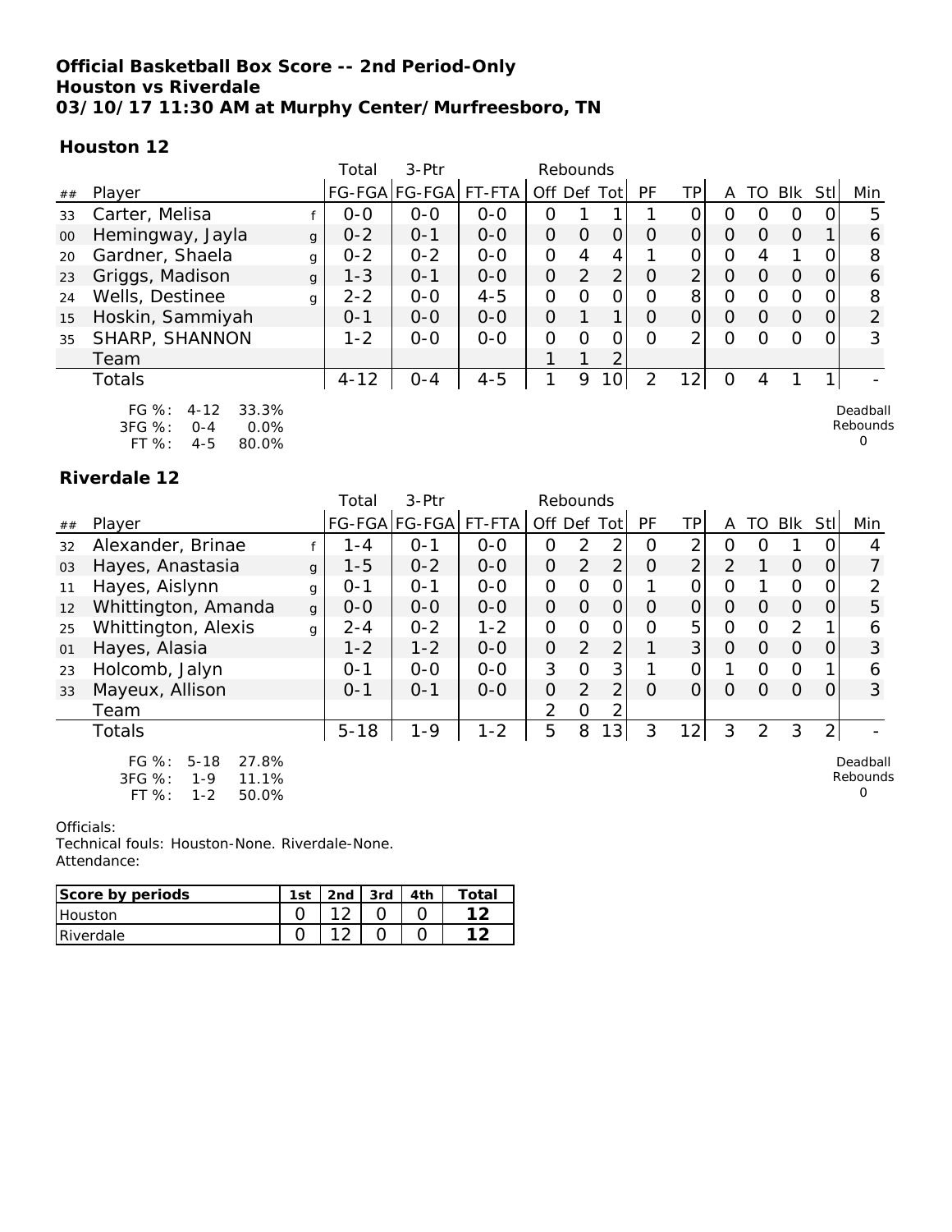**Official Basketball Box Score -- 2nd Period-Only**
**Houston vs Riverdale**
**03/10/17 11:30 AM at Murphy Center/Murfreesboro, TN**

### Houston 12

| ## | Player | | Total FG-FGA | 3-Ptr FG-FGA | FT-FTA | Rebounds Off | Def | Tot | PF | TP | A | TO | Blk | Stl | Min |
|---|---|---|---|---|---|---|---|---|---|---|---|---|---|---|---|
| 33 | Carter, Melisa | f | 0-0 | 0-0 | 0-0 | 0 | 1 | 1 | 1 | 0 | 0 | 0 | 0 | 0 | 5 |
| 00 | Hemingway, Jayla | g | 0-2 | 0-1 | 0-0 | 0 | 0 | 0 | 0 | 0 | 0 | 0 | 0 | 1 | 6 |
| 20 | Gardner, Shaela | g | 0-2 | 0-2 | 0-0 | 0 | 4 | 4 | 1 | 0 | 0 | 4 | 1 | 0 | 8 |
| 23 | Griggs, Madison | g | 1-3 | 0-1 | 0-0 | 0 | 2 | 2 | 0 | 2 | 0 | 0 | 0 | 0 | 6 |
| 24 | Wells, Destinee | g | 2-2 | 0-0 | 4-5 | 0 | 0 | 0 | 0 | 8 | 0 | 0 | 0 | 0 | 8 |
| 15 | Hoskin, Sammiyah | | 0-1 | 0-0 | 0-0 | 0 | 1 | 1 | 0 | 0 | 0 | 0 | 0 | 0 | 2 |
| 35 | SHARP, SHANNON | | 1-2 | 0-0 | 0-0 | 0 | 0 | 0 | 0 | 2 | 0 | 0 | 0 | 0 | 3 |
| | Team | | | | | 1 | 1 | 2 | | | | | | | |
| | Totals | | 4-12 | 0-4 | 4-5 | 1 | 9 | 10 | 2 | 12 | 0 | 4 | 1 | 1 | - |

FG %: 4-12 33.3%
3FG %: 0-4 0.0%
FT %: 4-5 80.0%

Deadball Rebounds 0

### Riverdale 12

| ## | Player | | Total FG-FGA | 3-Ptr FG-FGA | FT-FTA | Rebounds Off | Def | Tot | PF | TP | A | TO | Blk | Stl | Min |
|---|---|---|---|---|---|---|---|---|---|---|---|---|---|---|---|
| 32 | Alexander, Brinae | f | 1-4 | 0-1 | 0-0 | 0 | 2 | 2 | 0 | 2 | 0 | 0 | 1 | 0 | 4 |
| 03 | Hayes, Anastasia | g | 1-5 | 0-2 | 0-0 | 0 | 2 | 2 | 0 | 2 | 2 | 1 | 0 | 0 | 7 |
| 11 | Hayes, Aislynn | g | 0-1 | 0-1 | 0-0 | 0 | 0 | 0 | 1 | 0 | 0 | 1 | 0 | 0 | 2 |
| 12 | Whittington, Amanda | g | 0-0 | 0-0 | 0-0 | 0 | 0 | 0 | 0 | 0 | 0 | 0 | 0 | 0 | 5 |
| 25 | Whittington, Alexis | g | 2-4 | 0-2 | 1-2 | 0 | 0 | 0 | 0 | 5 | 0 | 0 | 2 | 1 | 6 |
| 01 | Hayes, Alasia | | 1-2 | 1-2 | 0-0 | 0 | 2 | 2 | 1 | 3 | 0 | 0 | 0 | 0 | 3 |
| 23 | Holcomb, Jalyn | | 0-1 | 0-0 | 0-0 | 3 | 0 | 3 | 1 | 0 | 1 | 0 | 0 | 1 | 6 |
| 33 | Mayeux, Allison | | 0-1 | 0-1 | 0-0 | 0 | 2 | 2 | 0 | 0 | 0 | 0 | 0 | 0 | 3 |
| | Team | | | | | 2 | 0 | 2 | | | | | | | |
| | Totals | | 5-18 | 1-9 | 1-2 | 5 | 8 | 13 | 3 | 12 | 3 | 2 | 3 | 2 | - |

FG %: 5-18 27.8%
3FG %: 1-9 11.1%
FT %: 1-2 50.0%

Deadball Rebounds 0

Officials:
Technical fouls: Houston-None. Riverdale-None.
Attendance:

| Score by periods | 1st | 2nd | 3rd | 4th | Total |
|---|---|---|---|---|---|
| Houston | 0 | 12 | 0 | 0 | **12** |
| Riverdale | 0 | 12 | 0 | 0 | **12** |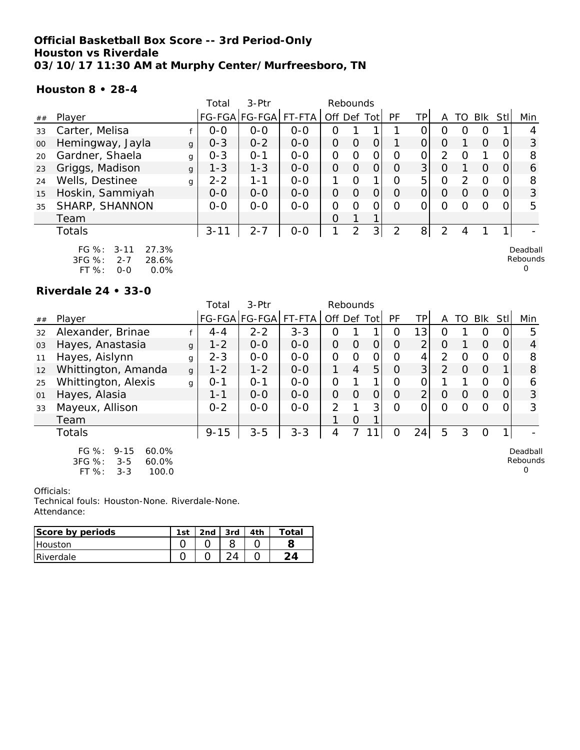**Official Basketball Box Score -- 3rd Period-Only**
**Houston vs Riverdale**
**03/10/17 11:30 AM at Murphy Center/Murfreesboro, TN**

**Houston 8 • 28-4**

| ## | Player | | Total FG-FGA | 3-Ptr FG-FGA | FT-FTA | Rebounds Off | Def | Tot | PF | TP | A | TO | Blk | Stl | Min |
|---|---|---|---|---|---|---|---|---|---|---|---|---|---|---|---|
| 33 | Carter, Melisa | f | 0-0 | 0-0 | 0-0 | 0 | 1 | 1 | 1 | 0 | 0 | 0 | 0 | 1 | 4 |
| 00 | Hemingway, Jayla | g | 0-3 | 0-2 | 0-0 | 0 | 0 | 0 | 1 | 0 | 0 | 1 | 0 | 0 | 3 |
| 20 | Gardner, Shaela | g | 0-3 | 0-1 | 0-0 | 0 | 0 | 0 | 0 | 0 | 2 | 0 | 1 | 0 | 8 |
| 23 | Griggs, Madison | g | 1-3 | 1-3 | 0-0 | 0 | 0 | 0 | 0 | 3 | 0 | 1 | 0 | 0 | 6 |
| 24 | Wells, Destinee | g | 2-2 | 1-1 | 0-0 | 1 | 0 | 1 | 0 | 5 | 0 | 2 | 0 | 0 | 8 |
| 15 | Hoskin, Sammiyah | | 0-0 | 0-0 | 0-0 | 0 | 0 | 0 | 0 | 0 | 0 | 0 | 0 | 0 | 3 |
| 35 | SHARP, SHANNON | | 0-0 | 0-0 | 0-0 | 0 | 0 | 0 | 0 | 0 | 0 | 0 | 0 | 0 | 5 |
| | Team | | | | | 0 | 1 | 1 | | | | | | | |
| | Totals | | 3-11 | 2-7 | 0-0 | 1 | 2 | 3 | 2 | 8 | 2 | 4 | 1 | 1 | - |

FG %: 3-11 27.3%
3FG %: 2-7 28.6%
FT %: 0-0 0.0%

Deadball Rebounds 0

**Riverdale 24 • 33-0**

| ## | Player | | Total FG-FGA | 3-Ptr FG-FGA | FT-FTA | Rebounds Off | Def | Tot | PF | TP | A | TO | Blk | Stl | Min |
|---|---|---|---|---|---|---|---|---|---|---|---|---|---|---|---|
| 32 | Alexander, Brinae | f | 4-4 | 2-2 | 3-3 | 0 | 1 | 1 | 0 | 13 | 0 | 1 | 0 | 0 | 5 |
| 03 | Hayes, Anastasia | g | 1-2 | 0-0 | 0-0 | 0 | 0 | 0 | 0 | 2 | 0 | 1 | 0 | 0 | 4 |
| 11 | Hayes, Aislynn | g | 2-3 | 0-0 | 0-0 | 0 | 0 | 0 | 0 | 4 | 2 | 0 | 0 | 0 | 8 |
| 12 | Whittington, Amanda | g | 1-2 | 1-2 | 0-0 | 1 | 4 | 5 | 0 | 3 | 2 | 0 | 0 | 1 | 8 |
| 25 | Whittington, Alexis | g | 0-1 | 0-1 | 0-0 | 0 | 1 | 1 | 0 | 0 | 1 | 1 | 0 | 0 | 6 |
| 01 | Hayes, Alasia | | 1-1 | 0-0 | 0-0 | 0 | 0 | 0 | 0 | 2 | 0 | 0 | 0 | 0 | 3 |
| 33 | Mayeux, Allison | | 0-2 | 0-0 | 0-0 | 2 | 1 | 3 | 0 | 0 | 0 | 0 | 0 | 0 | 3 |
| | Team | | | | | 1 | 0 | 1 | | | | | | | |
| | Totals | | 9-15 | 3-5 | 3-3 | 4 | 7 | 11 | 0 | 24 | 5 | 3 | 0 | 1 | - |

FG %: 9-15 60.0%
3FG %: 3-5 60.0%
FT %: 3-3 100.0

Deadball Rebounds 0

Officials:
Technical fouls: Houston-None. Riverdale-None.
Attendance:

| Score by periods | 1st | 2nd | 3rd | 4th | Total |
|---|---|---|---|---|---|
| Houston | 0 | 0 | 8 | 0 | **8** |
| Riverdale | 0 | 0 | 24 | 0 | **24** |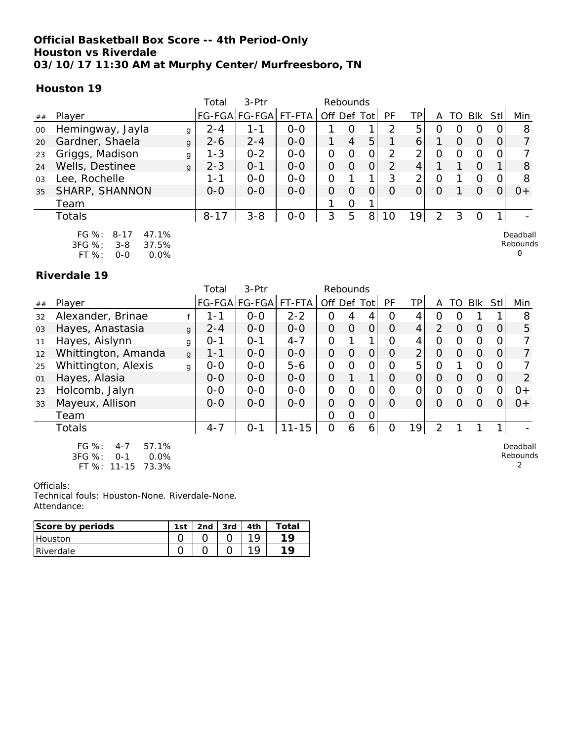**Official Basketball Box Score -- 4th Period-Only**
**Houston vs Riverdale**
**03/10/17 11:30 AM at Murphy Center/Murfreesboro, TN**

**Houston 19**

| ## | Player | | Total FG-FGA | 3-Ptr FG-FGA | FT-FTA | Rebounds Off | Def | Tot | PF | TP | A | TO | Blk | Stl | Min |
|---|---|---|---|---|---|---|---|---|---|---|---|---|---|---|---|
| 00 | Hemingway, Jayla | g | 2-4 | 1-1 | 0-0 | 1 | 0 | 1 | 2 | 5 | 0 | 0 | 0 | 0 | 8 |
| 20 | Gardner, Shaela | g | 2-6 | 2-4 | 0-0 | 1 | 4 | 5 | 1 | 6 | 1 | 0 | 0 | 0 | 7 |
| 23 | Griggs, Madison | g | 1-3 | 0-2 | 0-0 | 0 | 0 | 0 | 2 | 2 | 0 | 0 | 0 | 0 | 7 |
| 24 | Wells, Destinee | g | 2-3 | 0-1 | 0-0 | 0 | 0 | 0 | 2 | 4 | 1 | 1 | 0 | 1 | 8 |
| 03 | Lee, Rochelle | | 1-1 | 0-0 | 0-0 | 0 | 1 | 1 | 3 | 2 | 0 | 1 | 0 | 0 | 8 |
| 35 | SHARP, SHANNON | | 0-0 | 0-0 | 0-0 | 0 | 0 | 0 | 0 | 0 | 0 | 1 | 0 | 0 | 0+ |
| | Team | | | | | 1 | 0 | 1 | | | | | | | |
| | Totals | | 8-17 | 3-8 | 0-0 | 3 | 5 | 8 | 10 | 19 | 2 | 3 | 0 | 1 | - |

FG %: 8-17 47.1%
3FG %: 3-8 37.5%
FT %: 0-0 0.0%

Deadball Rebounds 0

**Riverdale 19**

| ## | Player | | Total FG-FGA | 3-Ptr FG-FGA | FT-FTA | Rebounds Off | Def | Tot | PF | TP | A | TO | Blk | Stl | Min |
|---|---|---|---|---|---|---|---|---|---|---|---|---|---|---|---|
| 32 | Alexander, Brinae | f | 1-1 | 0-0 | 2-2 | 0 | 4 | 4 | 0 | 4 | 0 | 0 | 1 | 1 | 8 |
| 03 | Hayes, Anastasia | g | 2-4 | 0-0 | 0-0 | 0 | 0 | 0 | 0 | 4 | 2 | 0 | 0 | 0 | 5 |
| 11 | Hayes, Aislynn | g | 0-1 | 0-1 | 4-7 | 0 | 1 | 1 | 0 | 4 | 0 | 0 | 0 | 0 | 7 |
| 12 | Whittington, Amanda | g | 1-1 | 0-0 | 0-0 | 0 | 0 | 0 | 0 | 2 | 0 | 0 | 0 | 0 | 7 |
| 25 | Whittington, Alexis | g | 0-0 | 0-0 | 5-6 | 0 | 0 | 0 | 0 | 5 | 0 | 1 | 0 | 0 | 7 |
| 01 | Hayes, Alasia | | 0-0 | 0-0 | 0-0 | 0 | 1 | 1 | 0 | 0 | 0 | 0 | 0 | 0 | 2 |
| 23 | Holcomb, Jalyn | | 0-0 | 0-0 | 0-0 | 0 | 0 | 0 | 0 | 0 | 0 | 0 | 0 | 0 | 0+ |
| 33 | Mayeux, Allison | | 0-0 | 0-0 | 0-0 | 0 | 0 | 0 | 0 | 0 | 0 | 0 | 0 | 0 | 0+ |
| | Team | | | | | 0 | 0 | 0 | | | | | | | |
| | Totals | | 4-7 | 0-1 | 11-15 | 0 | 6 | 6 | 0 | 19 | 2 | 1 | 1 | 1 | - |

FG %: 4-7 57.1%
3FG %: 0-1 0.0%
FT %: 11-15 73.3%

Deadball Rebounds 2

Officials:
Technical fouls: Houston-None. Riverdale-None.
Attendance:

| Score by periods | 1st | 2nd | 3rd | 4th | Total |
|---|---|---|---|---|---|
| Houston | 0 | 0 | 0 | 19 | **19** |
| Riverdale | 0 | 0 | 0 | 19 | **19** |